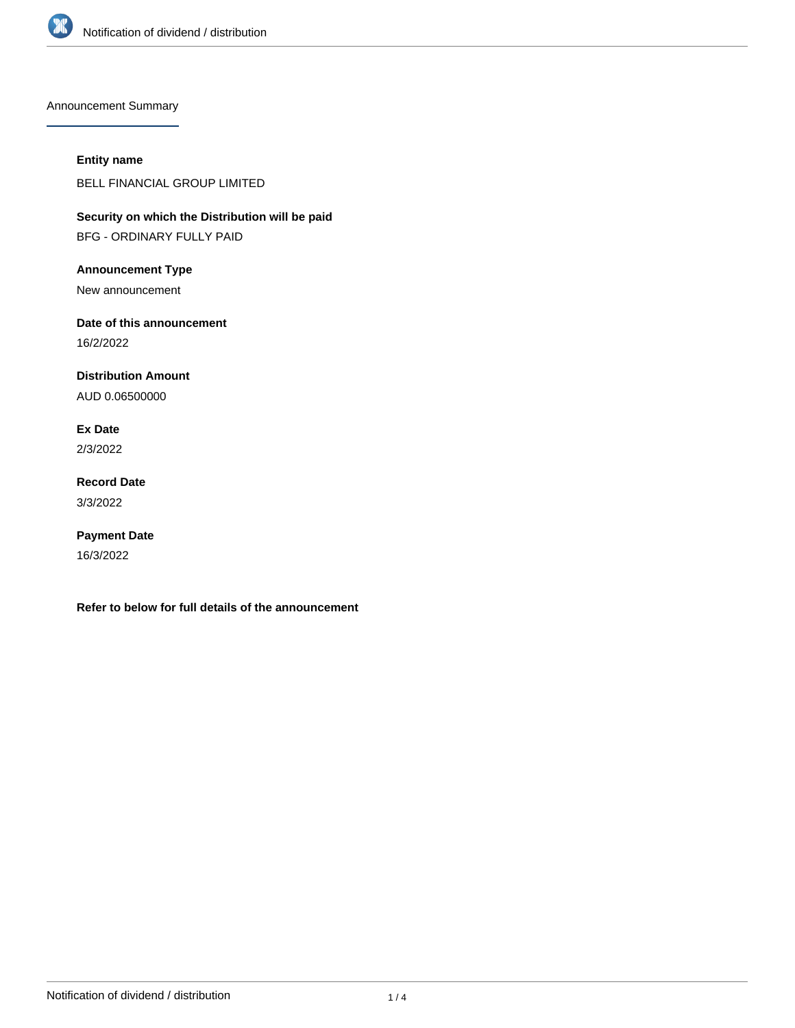## Announcement Summary

**Entity name**

BELL FINANCIAL GROUP LIMITED

**Security on which the Distribution will be paid**

BFG - ORDINARY FULLY PAID

**Announcement Type**

New announcement

**Date of this announcement**

16/2/2022

**Distribution Amount**

AUD 0.06500000

**Ex Date**

2/3/2022

**Record Date**

3/3/2022

**Payment Date**

16/3/2022

**Refer to below for full details of the announcement**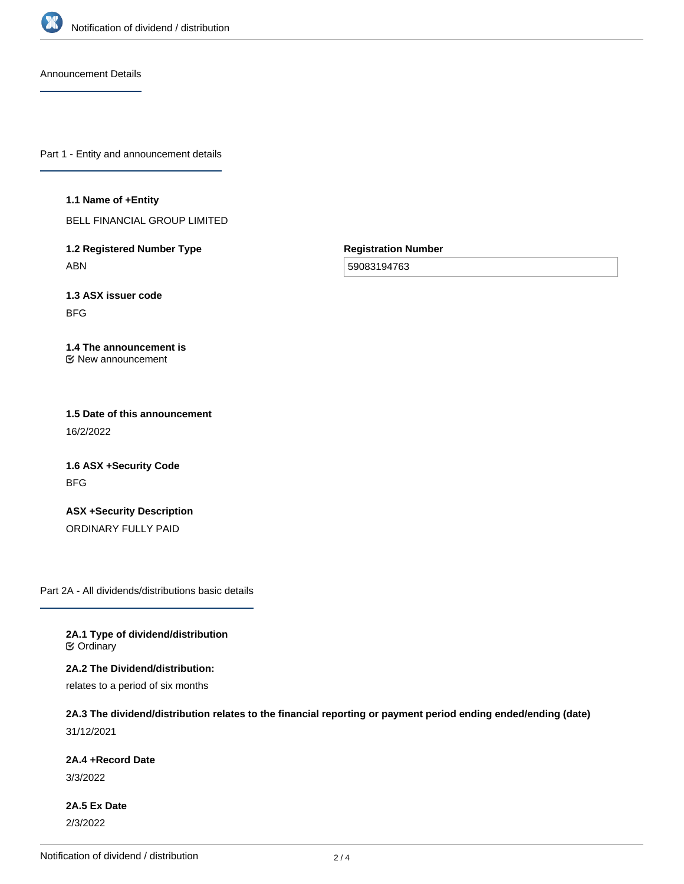## Announcement Details

### Part 1 - Entity and announcement details

**1.1 Name of +Entity**

BELL FINANCIAL GROUP LIMITED

**1.2 Registered Number Type**

ABN

**Registration Number**

59083194763

**1.3 ASX issuer code**

BFG

**1.4 The announcement is**

New announcement

**1.5 Date of this announcement**

16/2/2022

**1.6 ASX +Security Code**

BFG

**ASX +Security Description**

ORDINARY FULLY PAID

### Part 2A - All dividends/distributions basic details

**2A.1 Type of dividend/distribution**

Ordinary

**2A.2 The Dividend/distribution:**

relates to a period of six months

**2A.3 The dividend/distribution relates to the financial reporting or payment period ending ended/ending (date)**

31/12/2021

**2A.4 +Record Date**

3/3/2022

**2A.5 Ex Date**

2/3/2022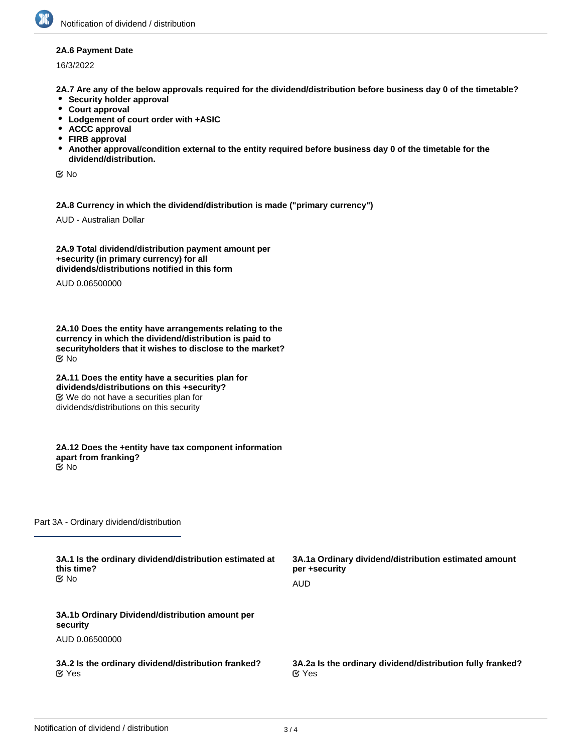**2A.6 Payment Date**

16/3/2022

**2A.7 Are any of the below approvals required for the dividend/distribution before business day 0 of the timetable?**

- **Security holder approval**
- **Court approval**
- **Lodgement of court order with +ASIC**
- **ACCC approval**
- **FIRB approval**
- **Another approval/condition external to the entity required before business day 0 of the timetable for the dividend/distribution.**

☑ No

**2A.8 Currency in which the dividend/distribution is made ("primary currency")**

AUD - Australian Dollar

**2A.9 Total dividend/distribution payment amount per +security (in primary currency) for all dividends/distributions notified in this form**

AUD 0.06500000

**2A.10 Does the entity have arrangements relating to the currency in which the dividend/distribution is paid to securityholders that it wishes to disclose to the market?**

☑ No

**2A.11 Does the entity have a securities plan for dividends/distributions on this +security?**

☑ We do not have a securities plan for dividends/distributions on this security

**2A.12 Does the +entity have tax component information apart from franking?**

☑ No

## Part 3A - Ordinary dividend/distribution

**3A.1 Is the ordinary dividend/distribution estimated at this time?**

☑ No

**3A.1a Ordinary dividend/distribution estimated amount per +security**

AUD

**3A.1b Ordinary Dividend/distribution amount per security**

AUD 0.06500000

**3A.2 Is the ordinary dividend/distribution franked?**

☑ Yes

**3A.2a Is the ordinary dividend/distribution fully franked?**

☑ Yes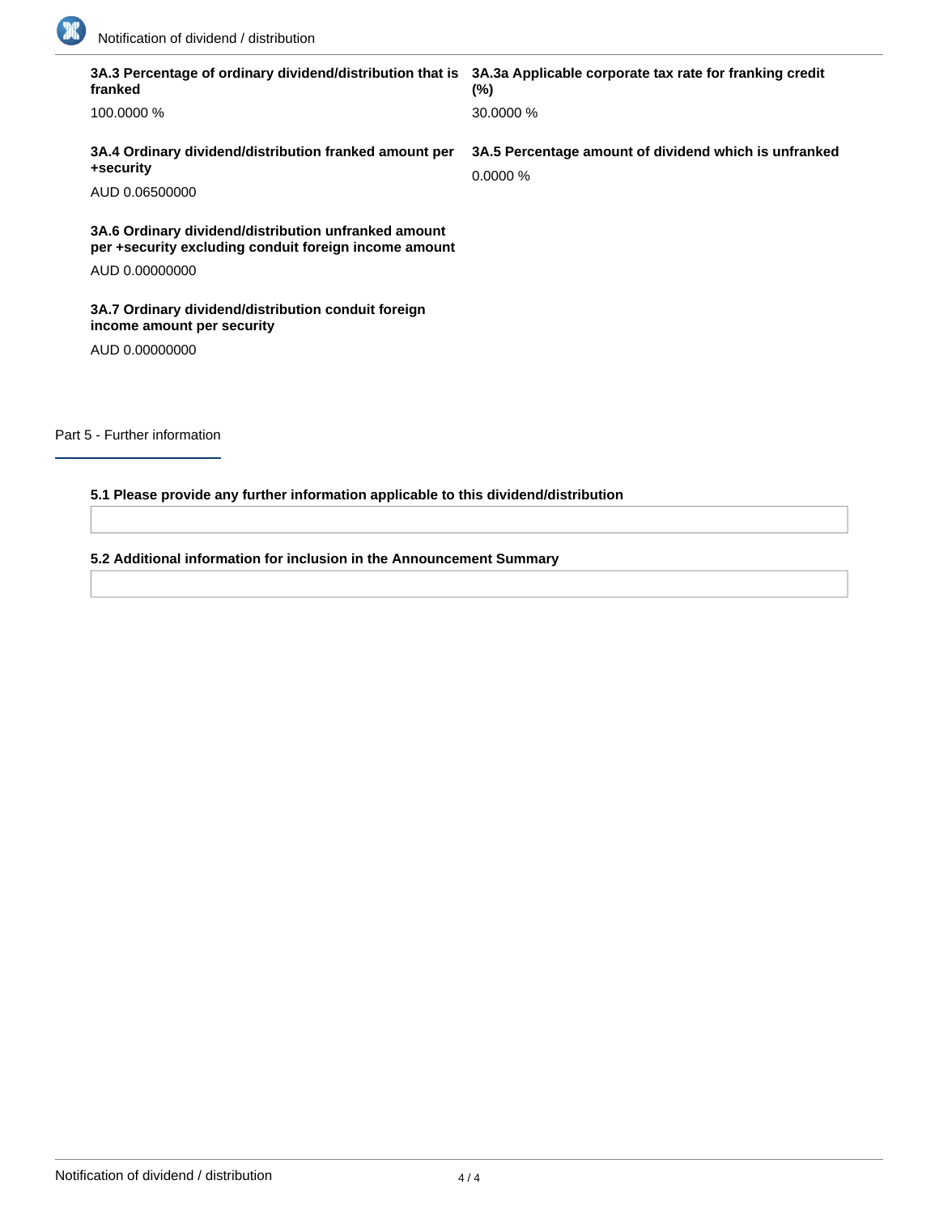**3A.3 Percentage of ordinary dividend/distribution that is franked**

100.0000 %

**3A.3a Applicable corporate tax rate for franking credit (%)**

30.0000 %

**3A.4 Ordinary dividend/distribution franked amount per +security**

AUD 0.06500000

**3A.5 Percentage amount of dividend which is unfranked**

0.0000 %

**3A.6 Ordinary dividend/distribution unfranked amount per +security excluding conduit foreign income amount**

AUD 0.00000000

**3A.7 Ordinary dividend/distribution conduit foreign income amount per security**

AUD 0.00000000

## Part 5 - Further information

**5.1 Please provide any further information applicable to this dividend/distribution**

**5.2 Additional information for inclusion in the Announcement Summary**